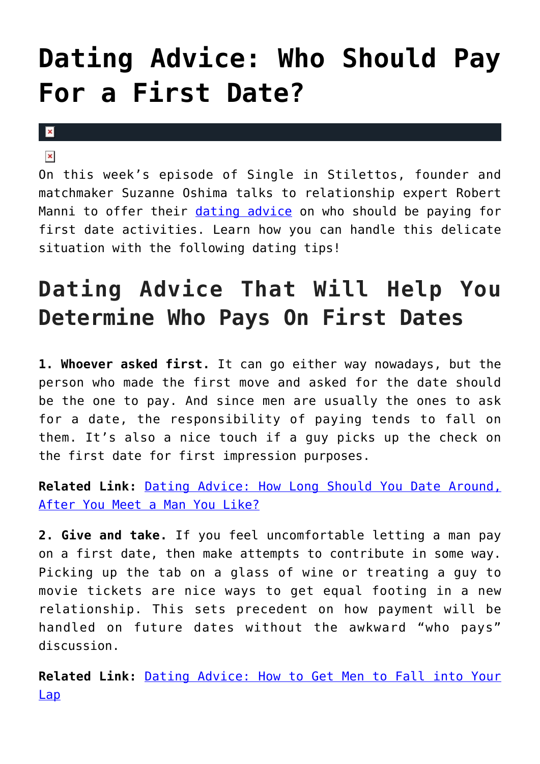# Dating Advice: Who Should Pay For a First Date?

On this week's episode of Single in Stilettos, founder and matchmaker Suzanne Oshima talks to relationship expert Robert Manni to offer their dating advice on who should be paying for first date activities. Learn how you can handle this delicate situation with the following dating tips!

## Dating Advice That Will Help You Determine Who Pays On First Dates

**1. Whoever asked first.** It can go either way nowadays, but the person who made the first move and asked for the date should be the one to pay. And since men are usually the ones to ask for a date, the responsibility of paying tends to fall on them. It's also a nice touch if a guy picks up the check on the first date for first impression purposes.

**Related Link:** Dating Advice: How Long Should You Date Around, After You Meet a Man You Like?

**2. Give and take.** If you feel uncomfortable letting a man pay on a first date, then make attempts to contribute in some way. Picking up the tab on a glass of wine or treating a guy to movie tickets are nice ways to get equal footing in a new relationship. This sets precedent on how payment will be handled on future dates without the awkward "who pays" discussion.

**Related Link:** Dating Advice: How to Get Men to Fall into Your Lap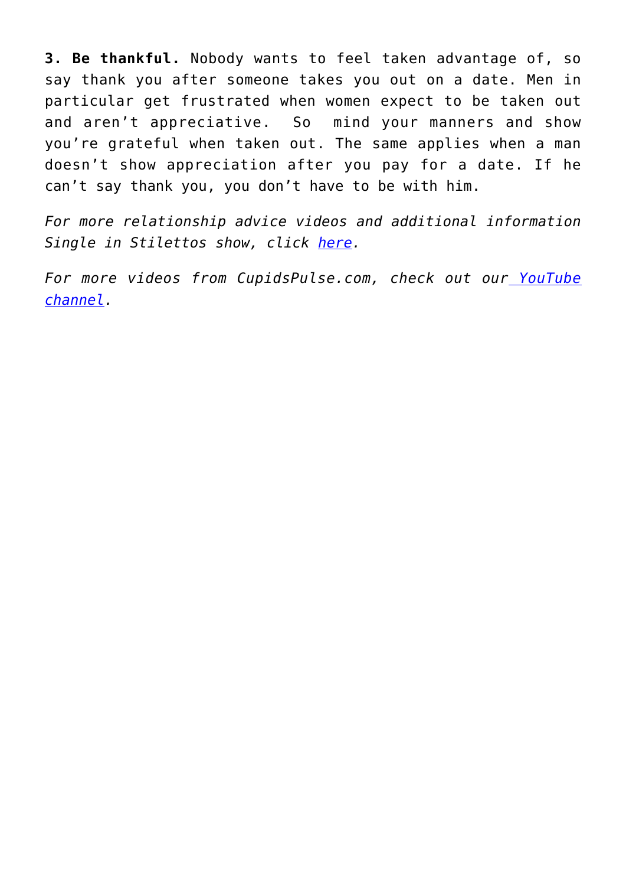**3. Be thankful.** Nobody wants to feel taken advantage of, so say thank you after someone takes you out on a date. Men in particular get frustrated when women expect to be taken out and aren't appreciative.  So  mind your manners and show you're grateful when taken out. The same applies when a man doesn't show appreciation after you pay for a date. If he can't say thank you, you don't have to be with him.

*For more relationship advice videos and additional information Single in Stilettos show, click here.*

*For more videos from CupidsPulse.com, check out our YouTube channel.*